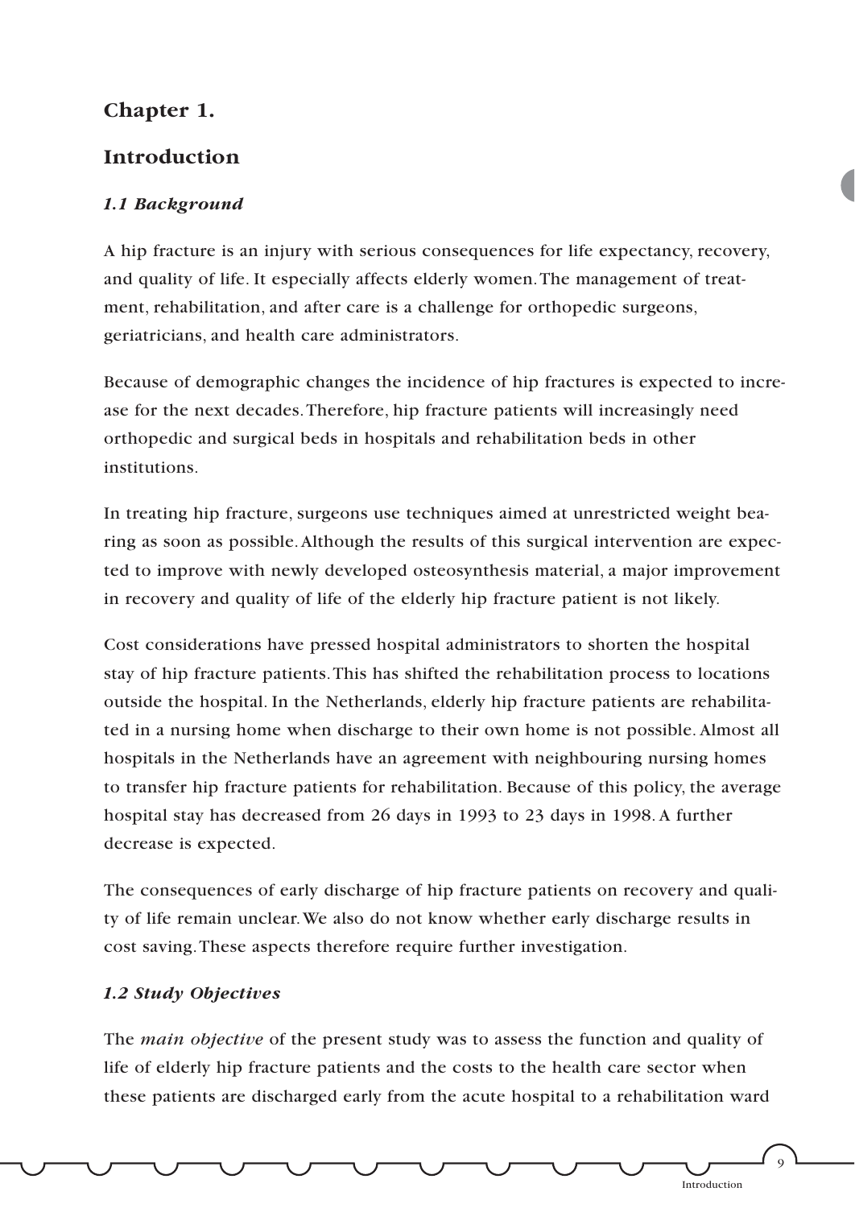# Chapter 1.

# Introduction

### *1.1 Background*

A hip fracture is an injury with serious consequences for life expectancy, recovery, and quality of life. It especially affects elderly women. The management of treatment, rehabilitation, and after care is a challenge for orthopedic surgeons, geriatricians, and health care administrators.

Because of demographic changes the incidence of hip fractures is expected to increase for the next decades. Therefore, hip fracture patients will increasingly need orthopedic and surgical beds in hospitals and rehabilitation beds in other institutions.

In treating hip fracture, surgeons use techniques aimed at unrestricted weight bearing as soon as possible. Although the results of this surgical intervention are expected to improve with newly developed osteosynthesis material, a major improvement in recovery and quality of life of the elderly hip fracture patient is not likely.

Cost considerations have pressed hospital administrators to shorten the hospital stay of hip fracture patients. This has shifted the rehabilitation process to locations outside the hospital. In the Netherlands, elderly hip fracture patients are rehabilitated in a nursing home when discharge to their own home is not possible. Almost all hospitals in the Netherlands have an agreement with neighbouring nursing homes to transfer hip fracture patients for rehabilitation. Because of this policy, the average hospital stay has decreased from 26 days in 1993 to 23 days in 1998. A further decrease is expected.

The consequences of early discharge of hip fracture patients on recovery and quality of life remain unclear. We also do not know whether early discharge results in cost saving. These aspects therefore require further investigation.

### *1.2 Study Objectives*

The *main objective* of the present study was to assess the function and quality of life of elderly hip fracture patients and the costs to the health care sector when these patients are discharged early from the acute hospital to a rehabilitation ward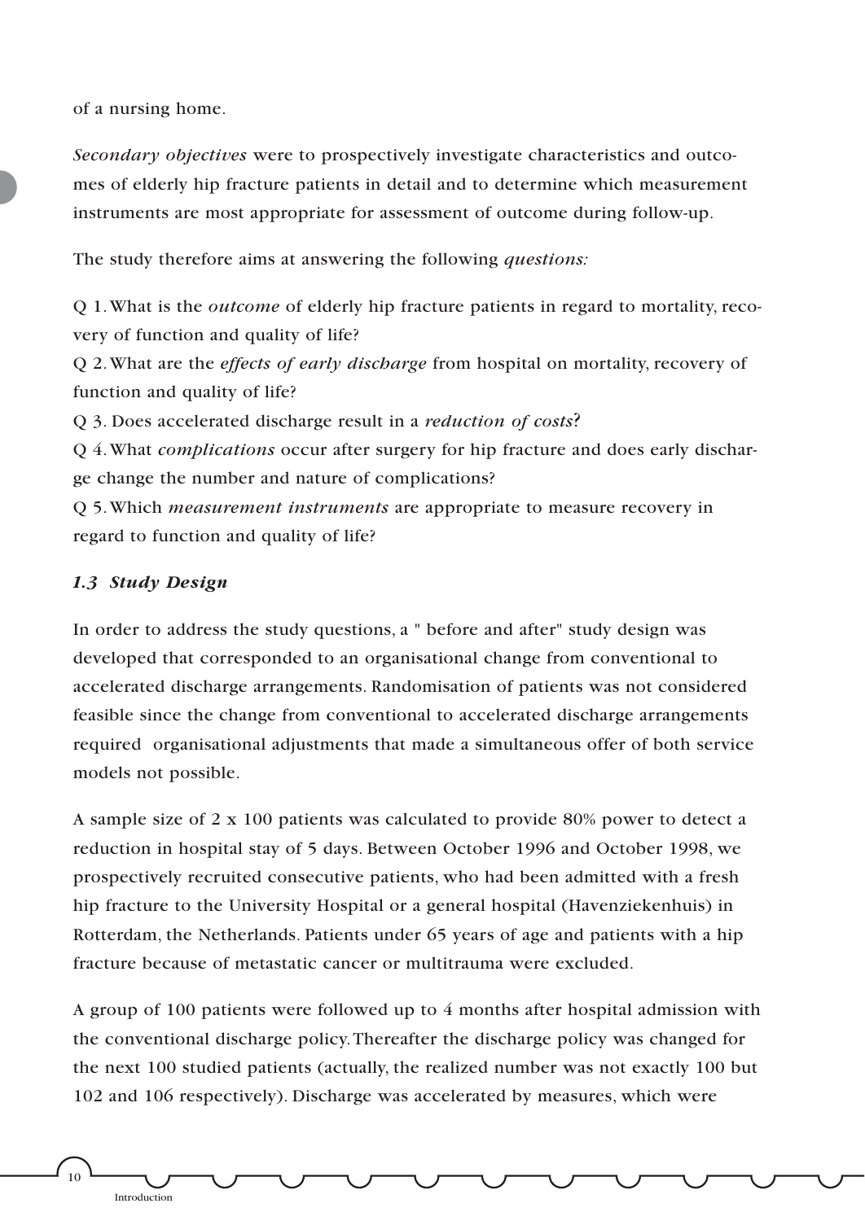of a nursing home.

*Secondary objectives* were to prospectively investigate characteristics and outcomes of elderly hip fracture patients in detail and to determine which measurement instruments are most appropriate for assessment of outcome during follow-up.

The study therefore aims at answering the following *questions:*

Q 1. What is the *outcome* of elderly hip fracture patients in regard to mortality, recovery of function and quality of life?
Q 2. What are the *effects of early discharge* from hospital on mortality, recovery of function and quality of life?
Q 3. Does accelerated discharge result in a *reduction of costs*?
Q 4. What *complications* occur after surgery for hip fracture and does early discharge change the number and nature of complications?
Q 5. Which *measurement instruments* are appropriate to measure recovery in regard to function and quality of life?

### *1.3 Study Design*

In order to address the study questions, a " before and after" study design was developed that corresponded to an organisational change from conventional to accelerated discharge arrangements. Randomisation of patients was not considered feasible since the change from conventional to accelerated discharge arrangements required organisational adjustments that made a simultaneous offer of both service models not possible.

A sample size of 2 x 100 patients was calculated to provide 80% power to detect a reduction in hospital stay of 5 days. Between October 1996 and October 1998, we prospectively recruited consecutive patients, who had been admitted with a fresh hip fracture to the University Hospital or a general hospital (Havenziekenhuis) in Rotterdam, the Netherlands. Patients under 65 years of age and patients with a hip fracture because of metastatic cancer or multitrauma were excluded.

A group of 100 patients were followed up to 4 months after hospital admission with the conventional discharge policy. Thereafter the discharge policy was changed for the next 100 studied patients (actually, the realized number was not exactly 100 but 102 and 106 respectively). Discharge was accelerated by measures, which were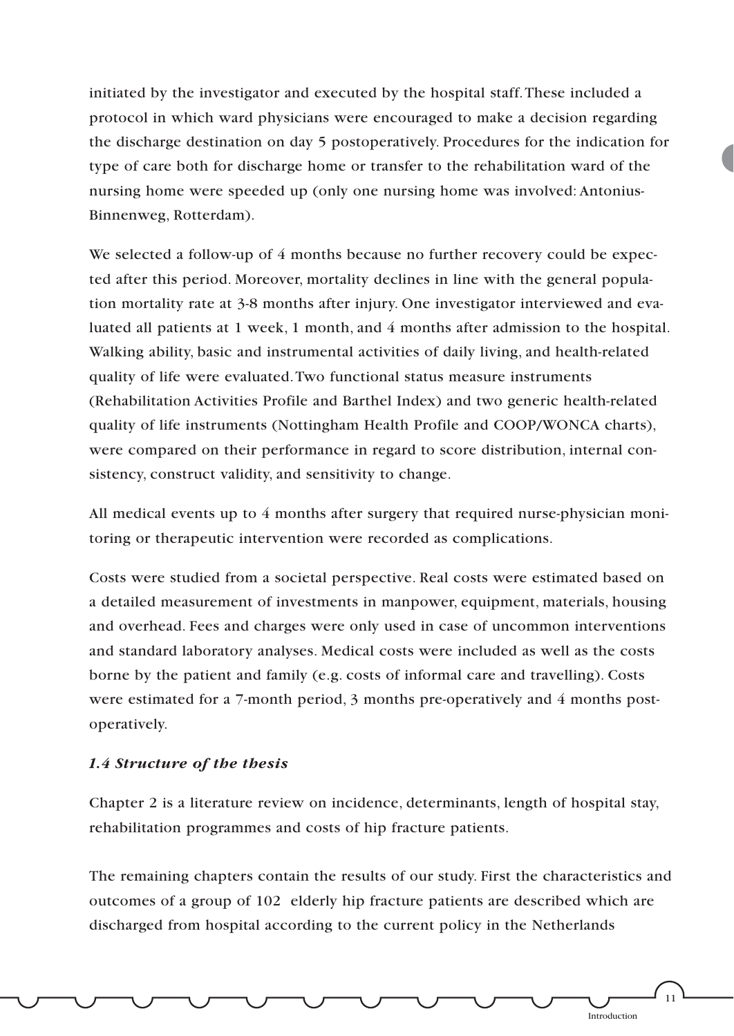initiated by the investigator and executed by the hospital staff. These included a protocol in which ward physicians were encouraged to make a decision regarding the discharge destination on day 5 postoperatively. Procedures for the indication for type of care both for discharge home or transfer to the rehabilitation ward of the nursing home were speeded up (only one nursing home was involved: Antonius-Binnenweg, Rotterdam).

We selected a follow-up of 4 months because no further recovery could be expected after this period. Moreover, mortality declines in line with the general population mortality rate at 3-8 months after injury. One investigator interviewed and evaluated all patients at 1 week, 1 month, and 4 months after admission to the hospital. Walking ability, basic and instrumental activities of daily living, and health-related quality of life were evaluated. Two functional status measure instruments (Rehabilitation Activities Profile and Barthel Index) and two generic health-related quality of life instruments (Nottingham Health Profile and COOP/WONCA charts), were compared on their performance in regard to score distribution, internal consistency, construct validity, and sensitivity to change.

All medical events up to 4 months after surgery that required nurse-physician monitoring or therapeutic intervention were recorded as complications.

Costs were studied from a societal perspective. Real costs were estimated based on a detailed measurement of investments in manpower, equipment, materials, housing and overhead. Fees and charges were only used in case of uncommon interventions and standard laboratory analyses. Medical costs were included as well as the costs borne by the patient and family (e.g. costs of informal care and travelling). Costs were estimated for a 7-month period, 3 months pre-operatively and 4 months postoperatively.

### *1.4 Structure of the thesis*

Chapter 2 is a literature review on incidence, determinants, length of hospital stay, rehabilitation programmes and costs of hip fracture patients.

The remaining chapters contain the results of our study. First the characteristics and outcomes of a group of 102 elderly hip fracture patients are described which are discharged from hospital according to the current policy in the Netherlands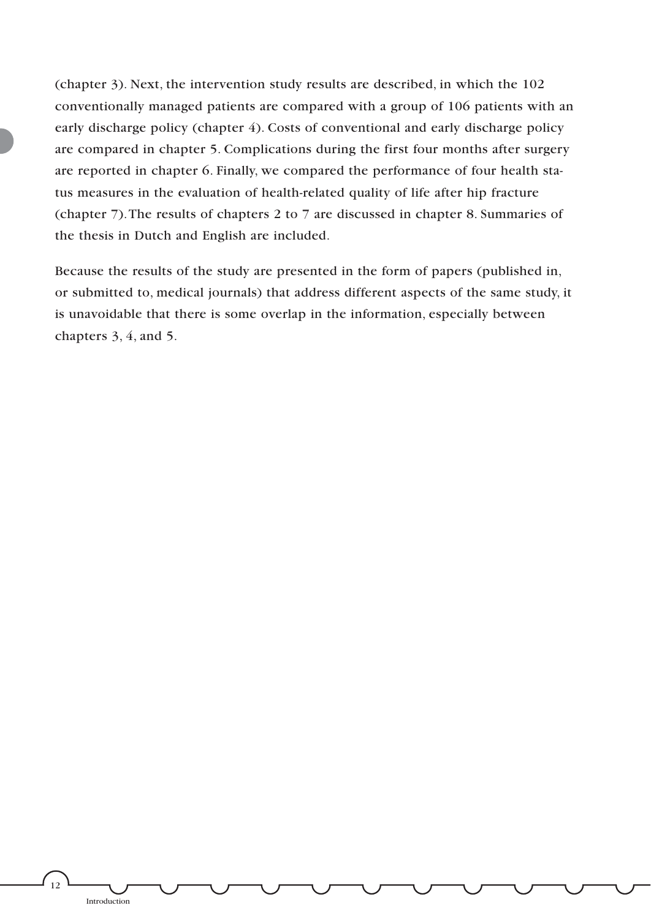(chapter 3). Next, the intervention study results are described, in which the 102 conventionally managed patients are compared with a group of 106 patients with an early discharge policy (chapter 4). Costs of conventional and early discharge policy are compared in chapter 5. Complications during the first four months after surgery are reported in chapter 6. Finally, we compared the performance of four health status measures in the evaluation of health-related quality of life after hip fracture (chapter 7). The results of chapters 2 to 7 are discussed in chapter 8. Summaries of the thesis in Dutch and English are included.

Because the results of the study are presented in the form of papers (published in, or submitted to, medical journals) that address different aspects of the same study, it is unavoidable that there is some overlap in the information, especially between chapters 3, 4, and 5.